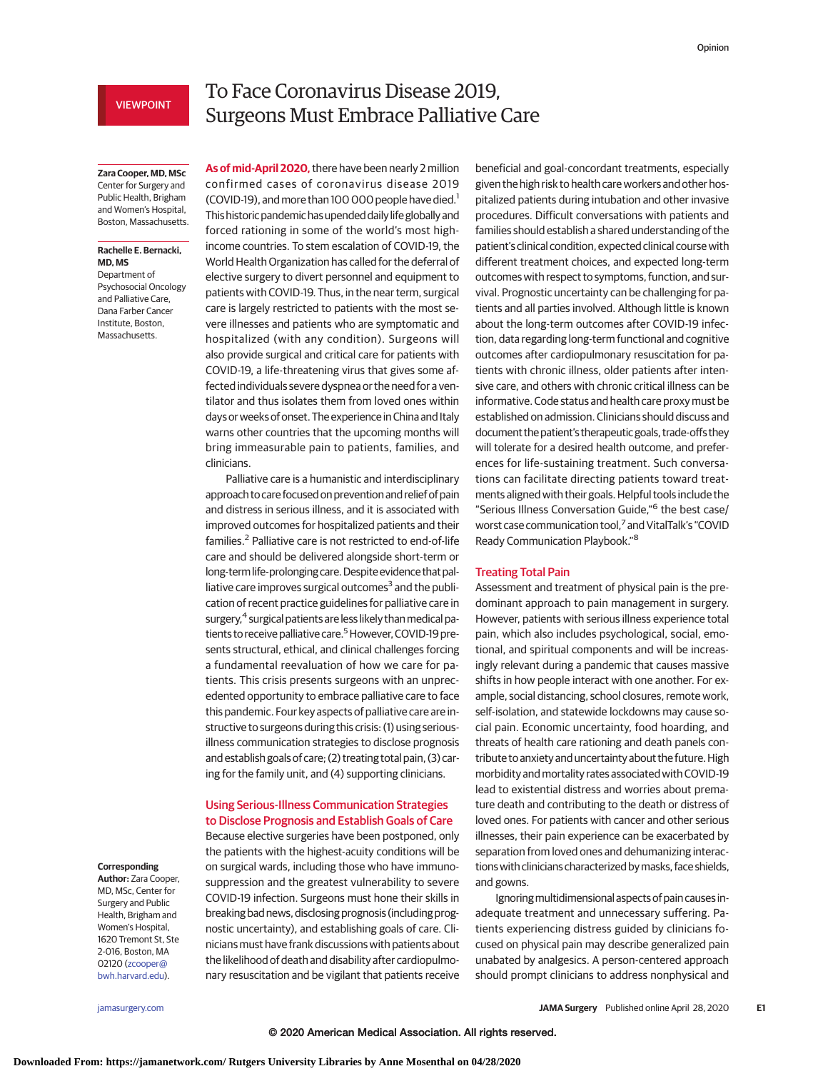VIEWPOINT

# To Face Coronavirus Disease 2019, Surgeons Must Embrace Palliative Care

**Zara Cooper, MD, MSc**
Center for Surgery and Public Health, Brigham and Women's Hospital, Boston, Massachusetts.

**Rachelle E. Bernacki, MD, MS**
Department of Psychosocial Oncology and Palliative Care, Dana Farber Cancer Institute, Boston, Massachusetts.

**Corresponding Author:** Zara Cooper, MD, MSc, Center for Surgery and Public Health, Brigham and Women's Hospital, 1620 Tremont St, Ste 2-016, Boston, MA 02120 (zcooper@bwh.harvard.edu).

**As of mid-April 2020,** there have been nearly 2 million confirmed cases of coronavirus disease 2019 (COVID-19), and more than 100 000 people have died.[1] This historic pandemic has upended daily life globally and forced rationing in some of the world's most high-income countries. To stem escalation of COVID-19, the World Health Organization has called for the deferral of elective surgery to divert personnel and equipment to patients with COVID-19. Thus, in the near term, surgical care is largely restricted to patients with the most severe illnesses and patients who are symptomatic and hospitalized (with any condition). Surgeons will also provide surgical and critical care for patients with COVID-19, a life-threatening virus that gives some affected individuals severe dyspnea or the need for a ventilator and thus isolates them from loved ones within days or weeks of onset. The experience in China and Italy warns other countries that the upcoming months will bring immeasurable pain to patients, families, and clinicians.

Palliative care is a humanistic and interdisciplinary approach to care focused on prevention and relief of pain and distress in serious illness, and it is associated with improved outcomes for hospitalized patients and their families.[2] Palliative care is not restricted to end-of-life care and should be delivered alongside short-term or long-term life-prolonging care. Despite evidence that palliative care improves surgical outcomes[3] and the publication of recent practice guidelines for palliative care in surgery,[4] surgical patients are less likely than medical patients to receive palliative care.[5] However, COVID-19 presents structural, ethical, and clinical challenges forcing a fundamental reevaluation of how we care for patients. This crisis presents surgeons with an unprecedented opportunity to embrace palliative care to face this pandemic. Four key aspects of palliative care are instructive to surgeons during this crisis: (1) using serious-illness communication strategies to disclose prognosis and establish goals of care; (2) treating total pain, (3) caring for the family unit, and (4) supporting clinicians.

## Using Serious-Illness Communication Strategies to Disclose Prognosis and Establish Goals of Care

Because elective surgeries have been postponed, only the patients with the highest-acuity conditions will be on surgical wards, including those who have immunosuppression and the greatest vulnerability to severe COVID-19 infection. Surgeons must hone their skills in breaking bad news, disclosing prognosis (including prognostic uncertainty), and establishing goals of care. Clinicians must have frank discussions with patients about the likelihood of death and disability after cardiopulmonary resuscitation and be vigilant that patients receive beneficial and goal-concordant treatments, especially given the high risk to health care workers and other hospitalized patients during intubation and other invasive procedures. Difficult conversations with patients and families should establish a shared understanding of the patient's clinical condition, expected clinical course with different treatment choices, and expected long-term outcomes with respect to symptoms, function, and survival. Prognostic uncertainty can be challenging for patients and all parties involved. Although little is known about the long-term outcomes after COVID-19 infection, data regarding long-term functional and cognitive outcomes after cardiopulmonary resuscitation for patients with chronic illness, older patients after intensive care, and others with chronic critical illness can be informative. Code status and health care proxy must be established on admission. Clinicians should discuss and document the patient's therapeutic goals, trade-offs they will tolerate for a desired health outcome, and preferences for life-sustaining treatment. Such conversations can facilitate directing patients toward treatments aligned with their goals. Helpful tools include the "Serious Illness Conversation Guide,"[6] the best case/worst case communication tool,[7] and VitalTalk's "COVID Ready Communication Playbook."[8]

## Treating Total Pain

Assessment and treatment of physical pain is the predominant approach to pain management in surgery. However, patients with serious illness experience total pain, which also includes psychological, social, emotional, and spiritual components and will be increasingly relevant during a pandemic that causes massive shifts in how people interact with one another. For example, social distancing, school closures, remote work, self-isolation, and statewide lockdowns may cause social pain. Economic uncertainty, food hoarding, and threats of health care rationing and death panels contribute to anxiety and uncertainty about the future. High morbidity and mortality rates associated with COVID-19 lead to existential distress and worries about premature death and contributing to the death or distress of loved ones. For patients with cancer and other serious illnesses, their pain experience can be exacerbated by separation from loved ones and dehumanizing interactions with clinicians characterized by masks, face shields, and gowns.

Ignoring multidimensional aspects of pain causes inadequate treatment and unnecessary suffering. Patients experiencing distress guided by clinicians focused on physical pain may describe generalized pain unabated by analgesics. A person-centered approach should prompt clinicians to address nonphysical and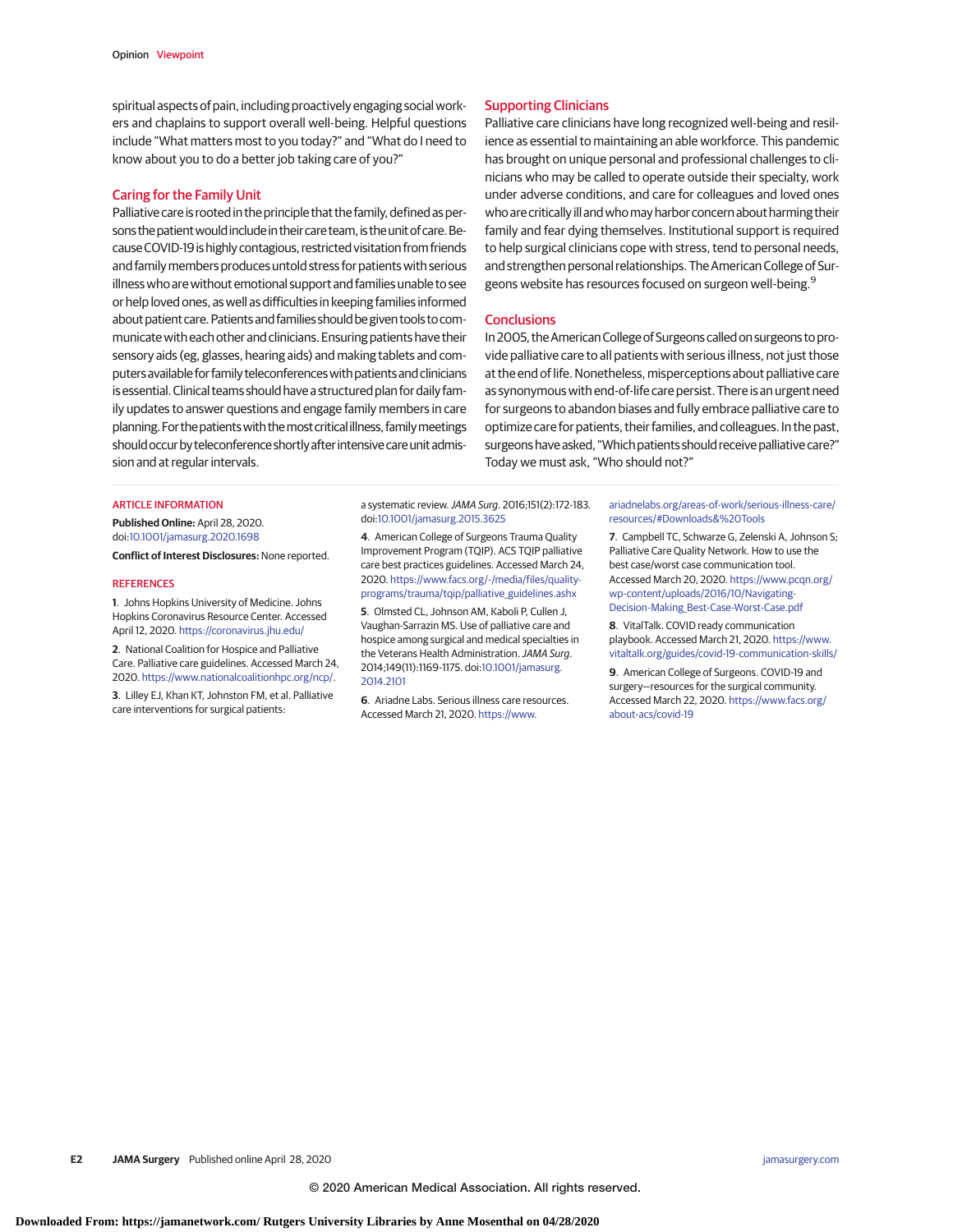spiritual aspects of pain, including proactively engaging social workers and chaplains to support overall well-being. Helpful questions include "What matters most to you today?" and "What do I need to know about you to do a better job taking care of you?"

## Caring for the Family Unit

Palliative care is rooted in the principle that the family, defined as persons the patient would include in their care team, is the unit of care. Because COVID-19 is highly contagious, restricted visitation from friends and family members produces untold stress for patients with serious illness who are without emotional support and families unable to see or help loved ones, as well as difficulties in keeping families informed about patient care. Patients and families should be given tools to communicate with each other and clinicians. Ensuring patients have their sensory aids (eg, glasses, hearing aids) and making tablets and computers available for family teleconferences with patients and clinicians is essential. Clinical teams should have a structured plan for daily family updates to answer questions and engage family members in care planning. For the patients with the most critical illness, family meetings should occur by teleconference shortly after intensive care unit admission and at regular intervals.

## Supporting Clinicians

Palliative care clinicians have long recognized well-being and resilience as essential to maintaining an able workforce. This pandemic has brought on unique personal and professional challenges to clinicians who may be called to operate outside their specialty, work under adverse conditions, and care for colleagues and loved ones who are critically ill and who may harbor concern about harming their family and fear dying themselves. Institutional support is required to help surgical clinicians cope with stress, tend to personal needs, and strengthen personal relationships. The American College of Surgeons website has resources focused on surgeon well-being.[9]

## Conclusions

In 2005, the American College of Surgeons called on surgeons to provide palliative care to all patients with serious illness, not just those at the end of life. Nonetheless, misperceptions about palliative care as synonymous with end-of-life care persist. There is an urgent need for surgeons to abandon biases and fully embrace palliative care to optimize care for patients, their families, and colleagues. In the past, surgeons have asked, "Which patients should receive palliative care?" Today we must ask, "Who should not?"

### ARTICLE INFORMATION

**Published Online:** April 28, 2020. doi:10.1001/jamasurg.2020.1698

**Conflict of Interest Disclosures:** None reported.

### REFERENCES

1. Johns Hopkins University of Medicine. Johns Hopkins Coronavirus Resource Center. Accessed April 12, 2020. https://coronavirus.jhu.edu/
2. National Coalition for Hospice and Palliative Care. Palliative care guidelines. Accessed March 24, 2020. https://www.nationalcoalitionhpc.org/ncp/.
3. Lilley EJ, Khan KT, Johnston FM, et al. Palliative care interventions for surgical patients: a systematic review. *JAMA Surg*. 2016;151(2):172-183. doi:10.1001/jamasurg.2015.3625
4. American College of Surgeons Trauma Quality Improvement Program (TQIP). ACS TQIP palliative care best practices guidelines. Accessed March 24, 2020. https://www.facs.org/-/media/files/quality-programs/trauma/tqip/palliative_guidelines.ashx
5. Olmsted CL, Johnson AM, Kaboli P, Cullen J, Vaughan-Sarrazin MS. Use of palliative care and hospice among surgical and medical specialties in the Veterans Health Administration. *JAMA Surg*. 2014;149(11):1169-1175. doi:10.1001/jamasurg.2014.2101
6. Ariadne Labs. Serious illness care resources. Accessed March 21, 2020. https://www.ariadnelabs.org/areas-of-work/serious-illness-care/resources/#Downloads&%20Tools
7. Campbell TC, Schwarze G, Zelenski A, Johnson S; Palliative Care Quality Network. How to use the best case/worst case communication tool. Accessed March 20, 2020. https://www.pcqn.org/wp-content/uploads/2016/10/Navigating-Decision-Making_Best-Case-Worst-Case.pdf
8. VitalTalk. COVID ready communication playbook. Accessed March 21, 2020. https://www.vitaltalk.org/guides/covid-19-communication-skills/
9. American College of Surgeons. COVID-19 and surgery—resources for the surgical community. Accessed March 22, 2020. https://www.facs.org/about-acs/covid-19